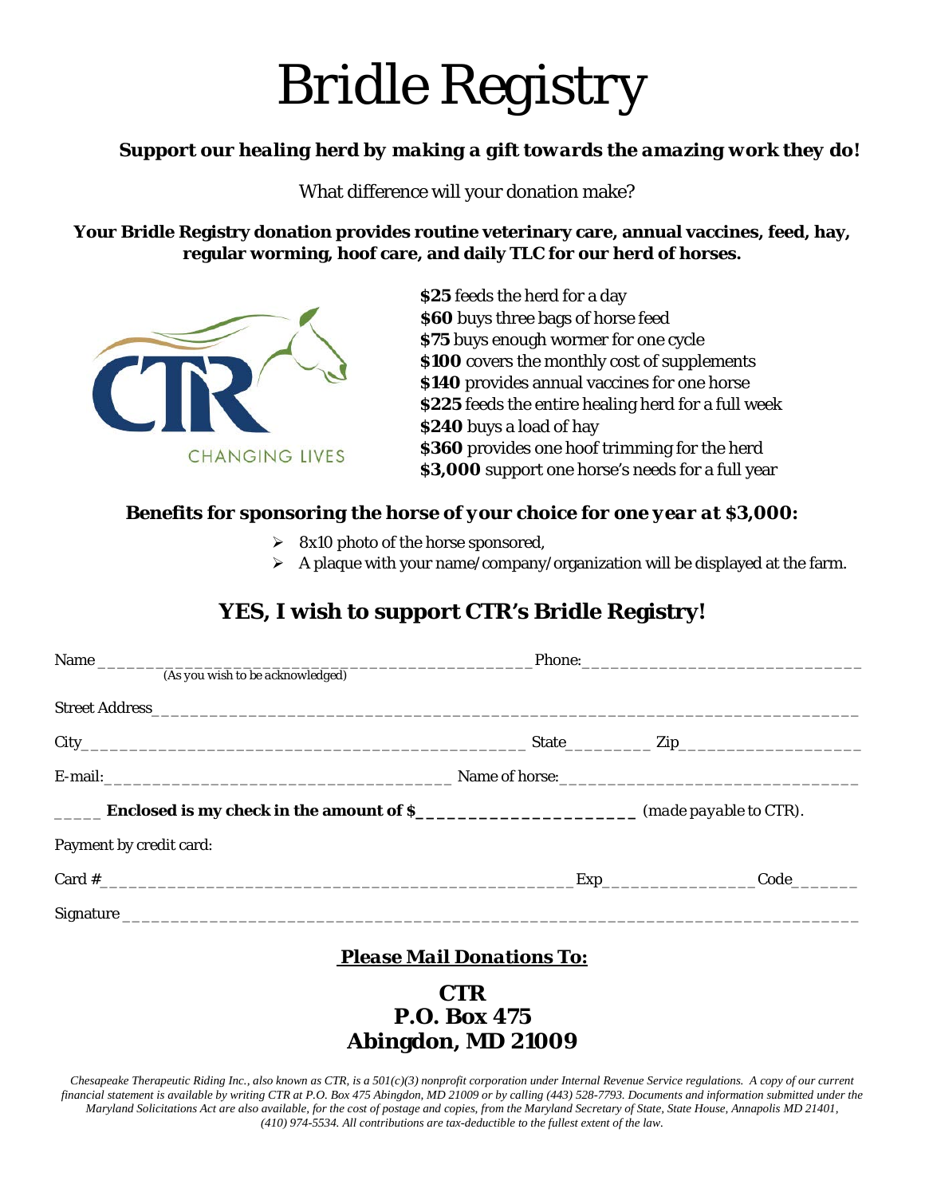# Bridle Registry

***Support our healing herd by making a gift towards the amazing work they do!***

What difference will your donation make?

**Your Bridle Registry donation provides routine veterinary care, annual vaccines, feed, hay, regular worming, hoof care, and daily TLC for our herd of horses.**

CTR
CHANGING LIVES

**$25** feeds the herd for a day
**$60** buys three bags of horse feed
**$75** buys enough wormer for one cycle
**$100** covers the monthly cost of supplements
**$140** provides annual vaccines for one horse
**$225** feeds the entire healing herd for a full week
**$240** buys a load of hay
**$360** provides one hoof trimming for the herd
**$3,000** support one horse's needs for a full year

***Benefits for sponsoring the horse of your choice for one year at $3,000:***

- 8x10 photo of the horse sponsored,
- A plaque with your name/company/organization will be displayed at the farm.

## YES, I wish to support CTR's Bridle Registry!

Name ______________________________________________ Phone:______________________________
(As you wish to be acknowledged)

Street Address ______________________________________________________________________________

City ______________________________________________ State_________ Zip__________________

E-mail: ______________________________________ Name of horse: ________________________________

_____ **Enclosed is my check in the amount of $_____________________** *(made payable to CTR)*.

Payment by credit card:

Card # ______________________________________________ Exp_______________ Code_______

Signature ____________________________________________________________________________

**<u>Please Mail Donations To:</u>**

**CTR**
**P.O. Box 475**
**Abingdon, MD 21009**

*Chesapeake Therapeutic Riding Inc., also known as CTR, is a 501(c)(3) nonprofit corporation under Internal Revenue Service regulations. A copy of our current financial statement is available by writing CTR at P.O. Box 475 Abingdon, MD 21009 or by calling (443) 528-7793. Documents and information submitted under the Maryland Solicitations Act are also available, for the cost of postage and copies, from the Maryland Secretary of State, State House, Annapolis MD 21401, (410) 974-5534. All contributions are tax-deductible to the fullest extent of the law.*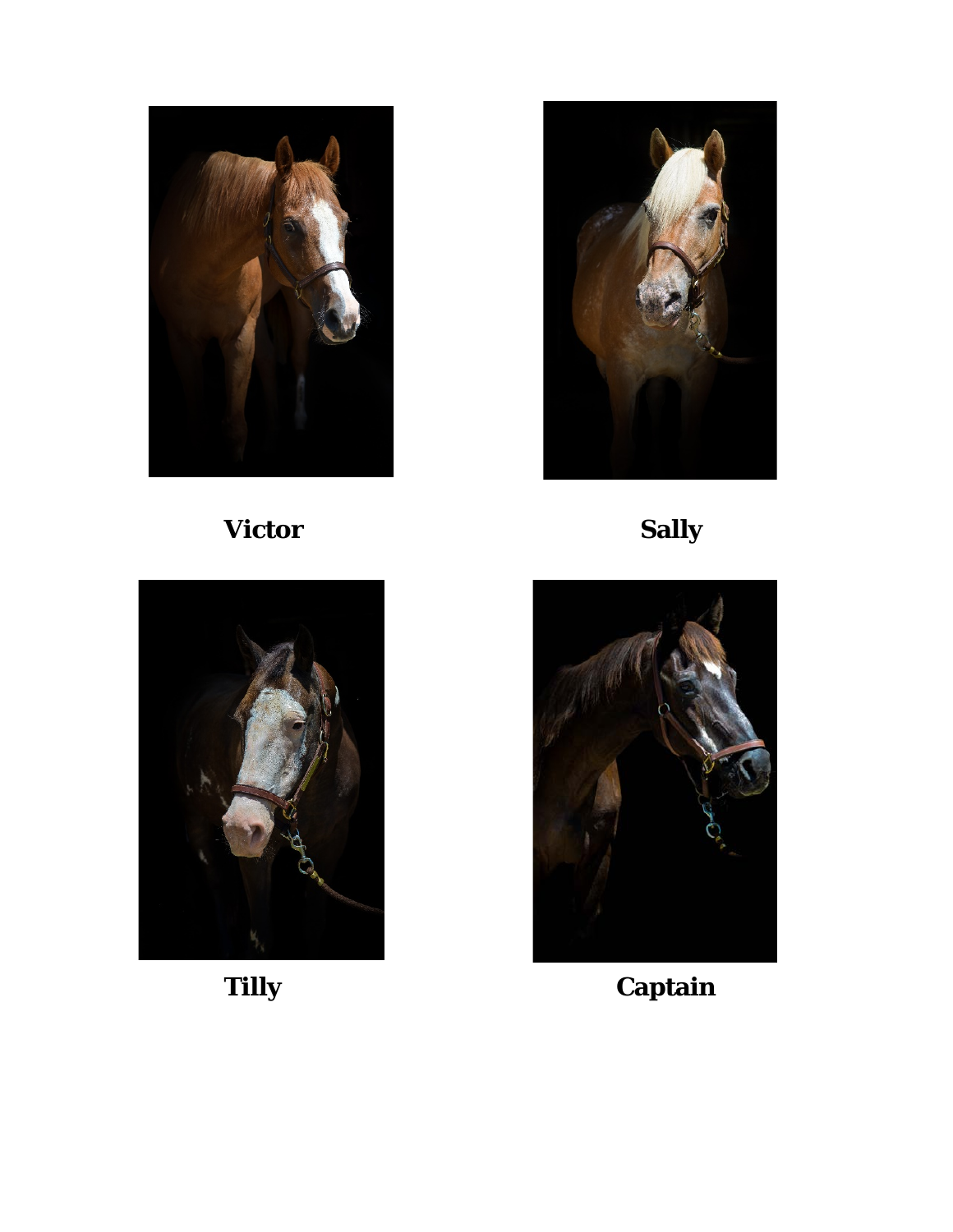**Victor**

**Sally**

**Tilly**

**Captain**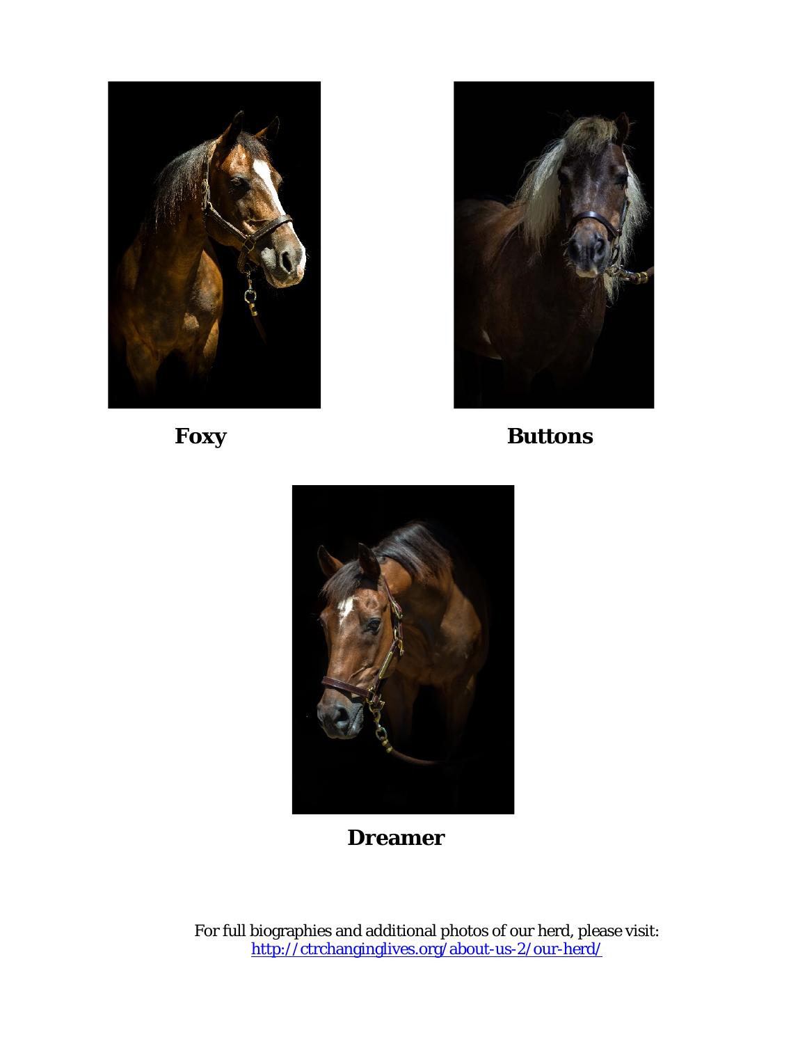**Foxy**

**Buttons**

**Dreamer**

For full biographies and additional photos of our herd, please visit:
http://ctrchanginglives.org/about-us-2/our-herd/